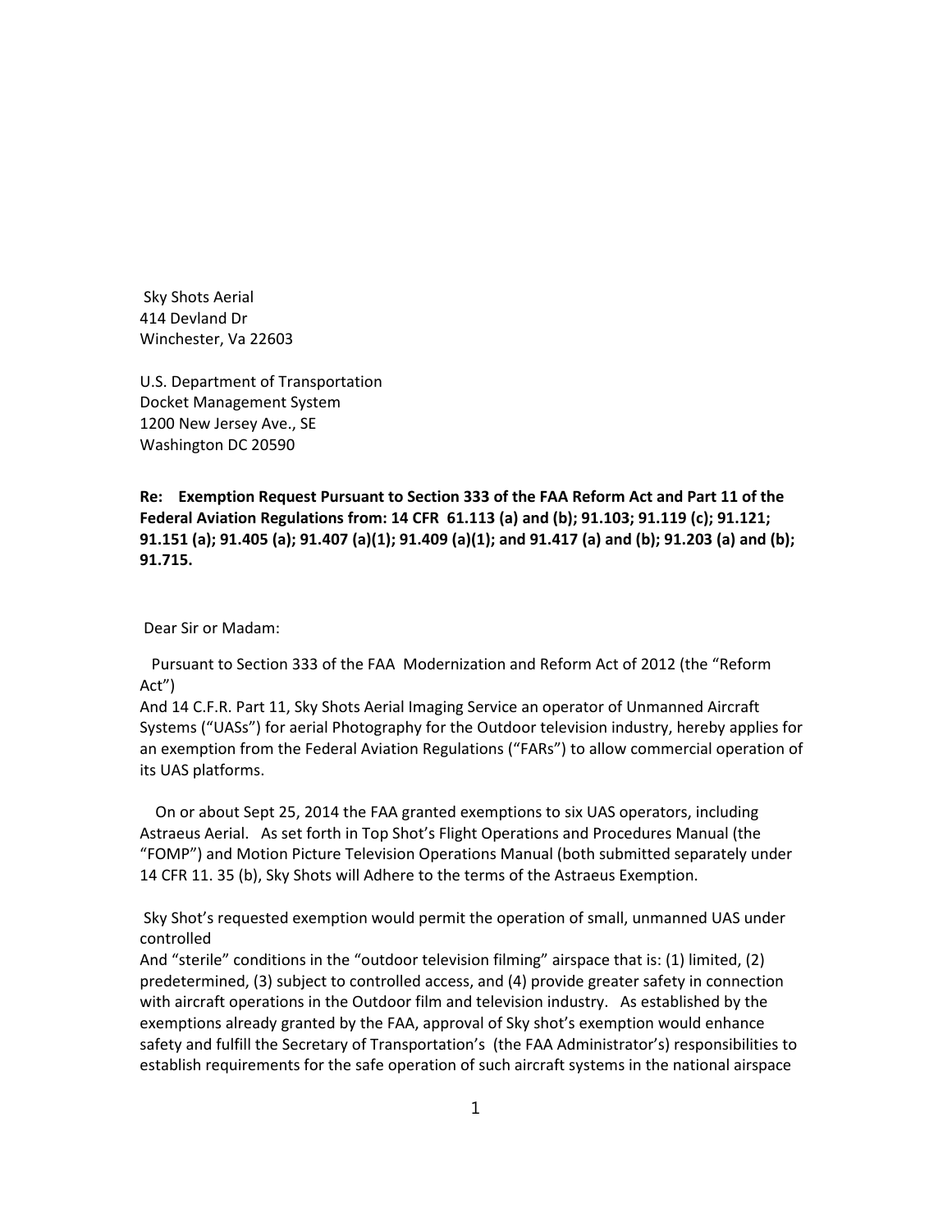Sky Shots Aerial
414 Devland Dr
Winchester, Va 22603

U.S. Department of Transportation
Docket Management System
1200 New Jersey Ave., SE
Washington DC 20590

**Re: Exemption Request Pursuant to Section 333 of the FAA Reform Act and Part 11 of the Federal Aviation Regulations from: 14 CFR 61.113 (a) and (b); 91.103; 91.119 (c); 91.121; 91.151 (a); 91.405 (a); 91.407 (a)(1); 91.409 (a)(1); and 91.417 (a) and (b); 91.203 (a) and (b); 91.715.**

Dear Sir or Madam:

Pursuant to Section 333 of the FAA Modernization and Reform Act of 2012 (the "Reform Act")
And 14 C.F.R. Part 11, Sky Shots Aerial Imaging Service an operator of Unmanned Aircraft Systems ("UASs") for aerial Photography for the Outdoor television industry, hereby applies for an exemption from the Federal Aviation Regulations ("FARs") to allow commercial operation of its UAS platforms.

On or about Sept 25, 2014 the FAA granted exemptions to six UAS operators, including Astraeus Aerial. As set forth in Top Shot's Flight Operations and Procedures Manual (the "FOMP") and Motion Picture Television Operations Manual (both submitted separately under 14 CFR 11. 35 (b), Sky Shots will Adhere to the terms of the Astraeus Exemption.

Sky Shot's requested exemption would permit the operation of small, unmanned UAS under controlled
And "sterile" conditions in the "outdoor television filming" airspace that is: (1) limited, (2) predetermined, (3) subject to controlled access, and (4) provide greater safety in connection with aircraft operations in the Outdoor film and television industry. As established by the exemptions already granted by the FAA, approval of Sky shot's exemption would enhance safety and fulfill the Secretary of Transportation's (the FAA Administrator's) responsibilities to establish requirements for the safe operation of such aircraft systems in the national airspace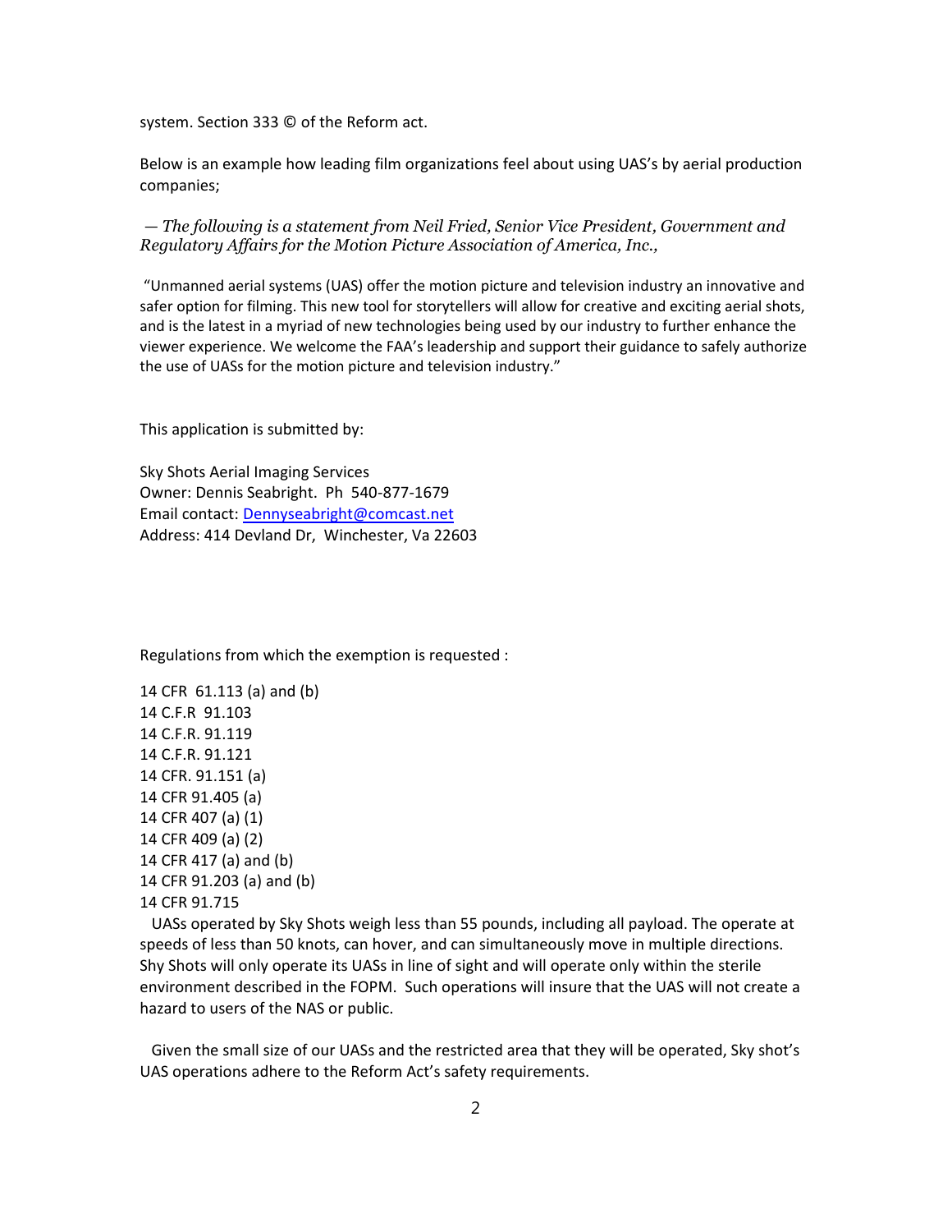system. Section 333 © of the Reform act.

Below is an example how leading film organizations feel about using UAS's by aerial production companies;

*— The following is a statement from Neil Fried, Senior Vice President, Government and Regulatory Affairs for the Motion Picture Association of America, Inc.,*

"Unmanned aerial systems (UAS) offer the motion picture and television industry an innovative and safer option for filming. This new tool for storytellers will allow for creative and exciting aerial shots, and is the latest in a myriad of new technologies being used by our industry to further enhance the viewer experience. We welcome the FAA's leadership and support their guidance to safely authorize the use of UASs for the motion picture and television industry."

This application is submitted by:

Sky Shots Aerial Imaging Services
Owner: Dennis Seabright. Ph 540-877-1679
Email contact: Dennyseabright@comcast.net
Address: 414 Devland Dr, Winchester, Va 22603

Regulations from which the exemption is requested :

14 CFR 61.113 (a) and (b)
14 C.F.R 91.103
14 C.F.R. 91.119
14 C.F.R. 91.121
14 CFR. 91.151 (a)
14 CFR 91.405 (a)
14 CFR 407 (a) (1)
14 CFR 409 (a) (2)
14 CFR 417 (a) and (b)
14 CFR 91.203 (a) and (b)
14 CFR 91.715

UASs operated by Sky Shots weigh less than 55 pounds, including all payload. The operate at speeds of less than 50 knots, can hover, and can simultaneously move in multiple directions. Shy Shots will only operate its UASs in line of sight and will operate only within the sterile environment described in the FOPM. Such operations will insure that the UAS will not create a hazard to users of the NAS or public.

Given the small size of our UASs and the restricted area that they will be operated, Sky shot's UAS operations adhere to the Reform Act's safety requirements.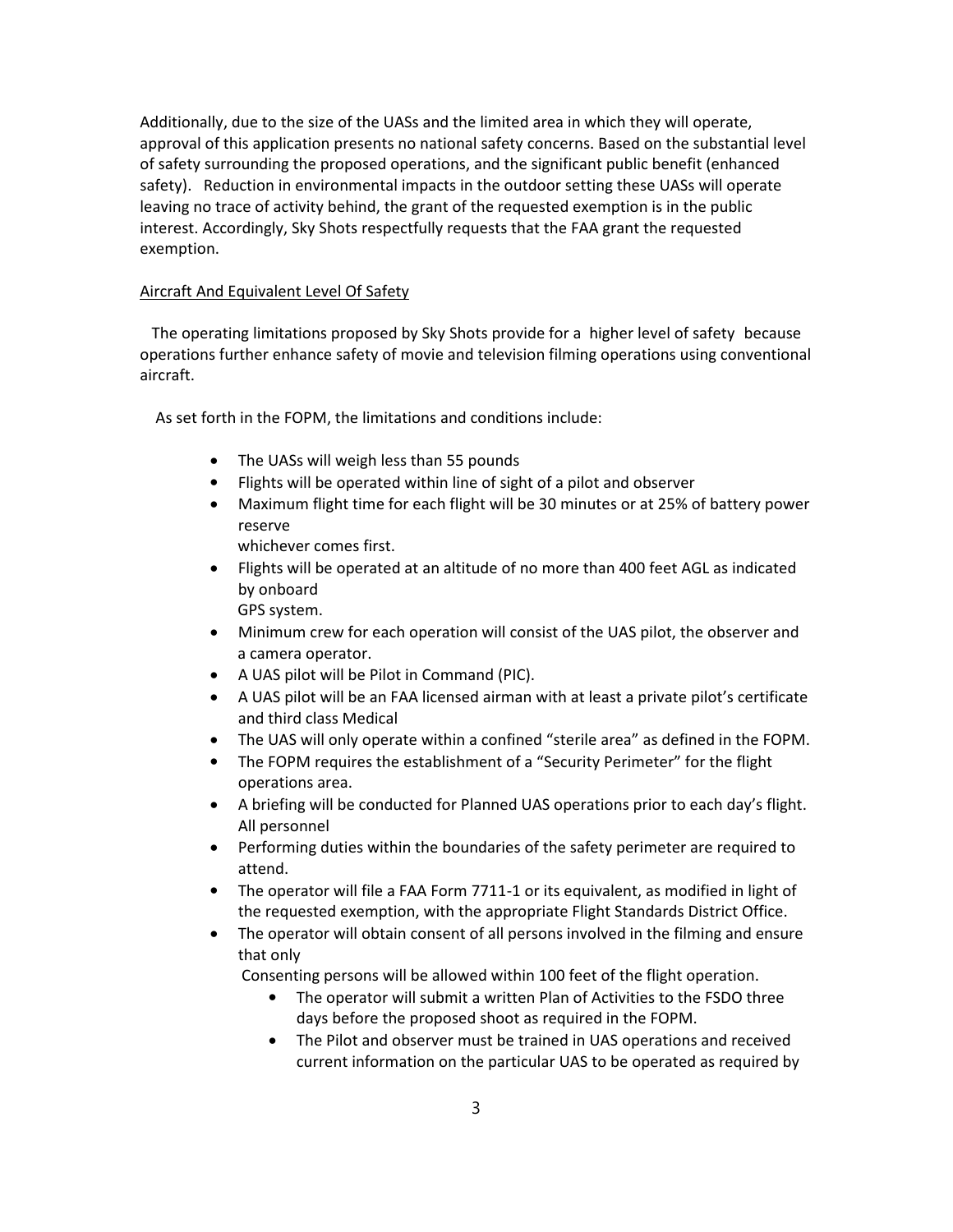Additionally, due to the size of the UASs and the limited area in which they will operate, approval of this application presents no national safety concerns. Based on the substantial level of safety surrounding the proposed operations, and the significant public benefit (enhanced safety). Reduction in environmental impacts in the outdoor setting these UASs will operate leaving no trace of activity behind, the grant of the requested exemption is in the public interest. Accordingly, Sky Shots respectfully requests that the FAA grant the requested exemption.

Aircraft And Equivalent Level Of Safety

The operating limitations proposed by Sky Shots provide for a higher level of safety because operations further enhance safety of movie and television filming operations using conventional aircraft.

As set forth in the FOPM, the limitations and conditions include:

- The UASs will weigh less than 55 pounds
- Flights will be operated within line of sight of a pilot and observer
- Maximum flight time for each flight will be 30 minutes or at 25% of battery power reserve whichever comes first.
- Flights will be operated at an altitude of no more than 400 feet AGL as indicated by onboard GPS system.
- Minimum crew for each operation will consist of the UAS pilot, the observer and a camera operator.
- A UAS pilot will be Pilot in Command (PIC).
- A UAS pilot will be an FAA licensed airman with at least a private pilot's certificate and third class Medical
- The UAS will only operate within a confined "sterile area" as defined in the FOPM.
- The FOPM requires the establishment of a "Security Perimeter" for the flight operations area.
- A briefing will be conducted for Planned UAS operations prior to each day's flight. All personnel
- Performing duties within the boundaries of the safety perimeter are required to attend.
- The operator will file a FAA Form 7711-1 or its equivalent, as modified in light of the requested exemption, with the appropriate Flight Standards District Office.
- The operator will obtain consent of all persons involved in the filming and ensure that only Consenting persons will be allowed within 100 feet of the flight operation.
  - The operator will submit a written Plan of Activities to the FSDO three days before the proposed shoot as required in the FOPM.
  - The Pilot and observer must be trained in UAS operations and received current information on the particular UAS to be operated as required by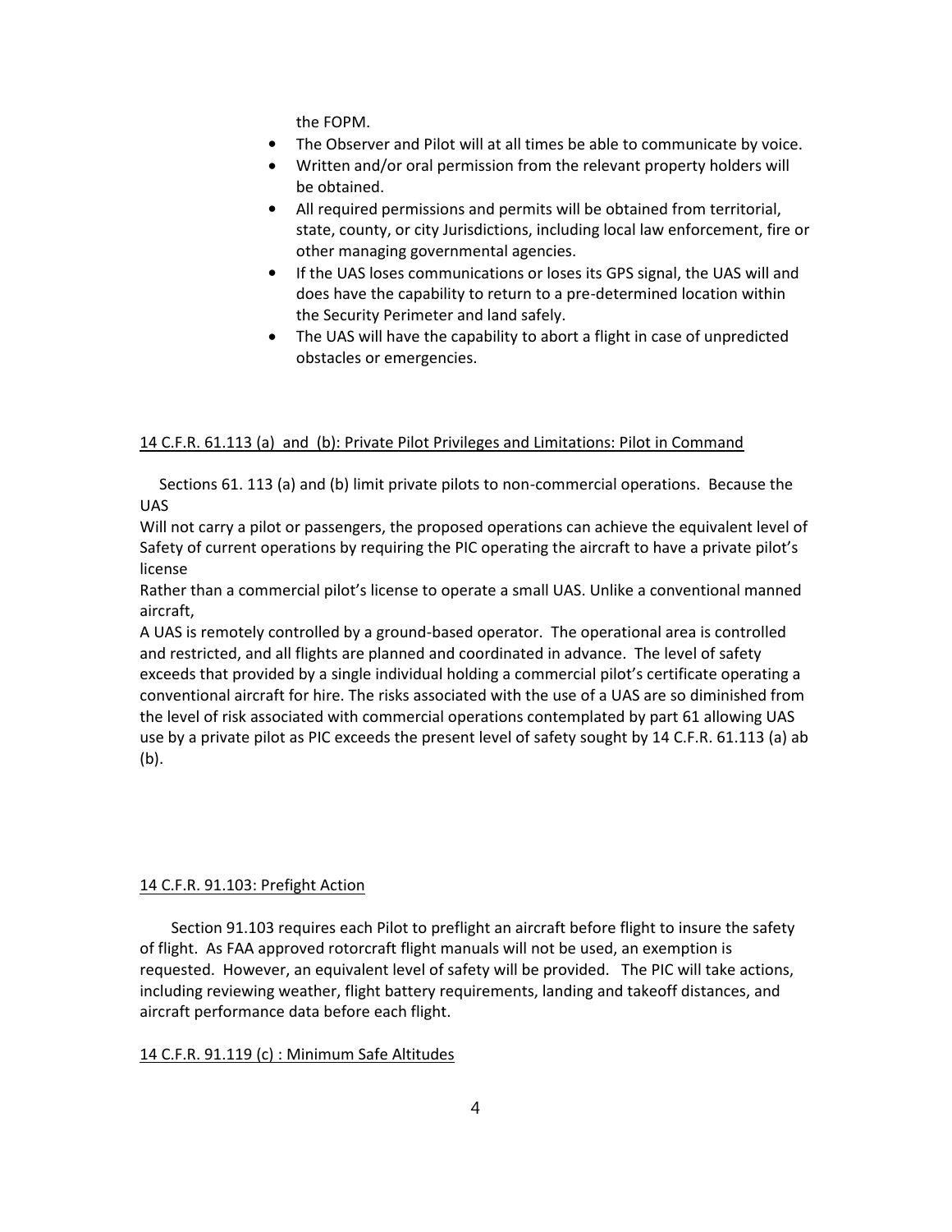the FOPM.

- The Observer and Pilot will at all times be able to communicate by voice.
- Written and/or oral permission from the relevant property holders will be obtained.
- All required permissions and permits will be obtained from territorial, state, county, or city Jurisdictions, including local law enforcement, fire or other managing governmental agencies.
- If the UAS loses communications or loses its GPS signal, the UAS will and does have the capability to return to a pre-determined location within the Security Perimeter and land safely.
- The UAS will have the capability to abort a flight in case of unpredicted obstacles or emergencies.

<u>14 C.F.R. 61.113 (a) and (b): Private Pilot Privileges and Limitations: Pilot in Command</u>

Sections 61. 113 (a) and (b) limit private pilots to non-commercial operations. Because the UAS
Will not carry a pilot or passengers, the proposed operations can achieve the equivalent level of Safety of current operations by requiring the PIC operating the aircraft to have a private pilot's license
Rather than a commercial pilot's license to operate a small UAS. Unlike a conventional manned aircraft,
A UAS is remotely controlled by a ground-based operator. The operational area is controlled and restricted, and all flights are planned and coordinated in advance. The level of safety exceeds that provided by a single individual holding a commercial pilot's certificate operating a conventional aircraft for hire. The risks associated with the use of a UAS are so diminished from the level of risk associated with commercial operations contemplated by part 61 allowing UAS use by a private pilot as PIC exceeds the present level of safety sought by 14 C.F.R. 61.113 (a) ab (b).

<u>14 C.F.R. 91.103: Prefight Action</u>

Section 91.103 requires each Pilot to preflight an aircraft before flight to insure the safety of flight. As FAA approved rotorcraft flight manuals will not be used, an exemption is requested. However, an equivalent level of safety will be provided. The PIC will take actions, including reviewing weather, flight battery requirements, landing and takeoff distances, and aircraft performance data before each flight.

<u>14 C.F.R. 91.119 (c) : Minimum Safe Altitudes</u>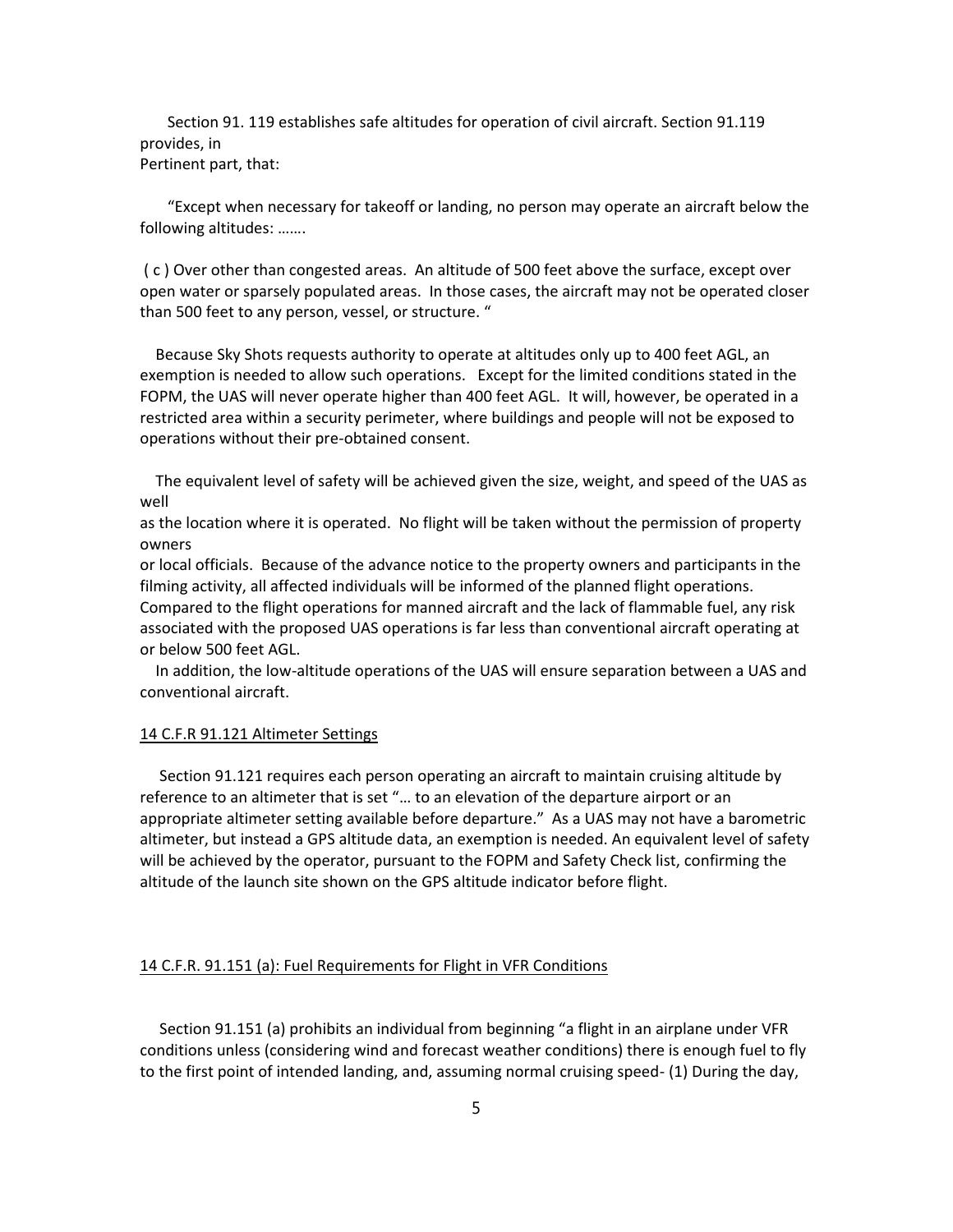Section 91. 119 establishes safe altitudes for operation of civil aircraft. Section 91.119 provides, in Pertinent part, that:

"Except when necessary for takeoff or landing, no person may operate an aircraft below the following altitudes: …….

( c ) Over other than congested areas. An altitude of 500 feet above the surface, except over open water or sparsely populated areas. In those cases, the aircraft may not be operated closer than 500 feet to any person, vessel, or structure. "

Because Sky Shots requests authority to operate at altitudes only up to 400 feet AGL, an exemption is needed to allow such operations. Except for the limited conditions stated in the FOPM, the UAS will never operate higher than 400 feet AGL. It will, however, be operated in a restricted area within a security perimeter, where buildings and people will not be exposed to operations without their pre-obtained consent.

The equivalent level of safety will be achieved given the size, weight, and speed of the UAS as well as the location where it is operated. No flight will be taken without the permission of property owners or local officials. Because of the advance notice to the property owners and participants in the filming activity, all affected individuals will be informed of the planned flight operations. Compared to the flight operations for manned aircraft and the lack of flammable fuel, any risk associated with the proposed UAS operations is far less than conventional aircraft operating at or below 500 feet AGL.

In addition, the low-altitude operations of the UAS will ensure separation between a UAS and conventional aircraft.

<u>14 C.F.R 91.121 Altimeter Settings</u>

Section 91.121 requires each person operating an aircraft to maintain cruising altitude by reference to an altimeter that is set "… to an elevation of the departure airport or an appropriate altimeter setting available before departure." As a UAS may not have a barometric altimeter, but instead a GPS altitude data, an exemption is needed. An equivalent level of safety will be achieved by the operator, pursuant to the FOPM and Safety Check list, confirming the altitude of the launch site shown on the GPS altitude indicator before flight.

<u>14 C.F.R. 91.151 (a): Fuel Requirements for Flight in VFR Conditions</u>

Section 91.151 (a) prohibits an individual from beginning "a flight in an airplane under VFR conditions unless (considering wind and forecast weather conditions) there is enough fuel to fly to the first point of intended landing, and, assuming normal cruising speed- (1) During the day,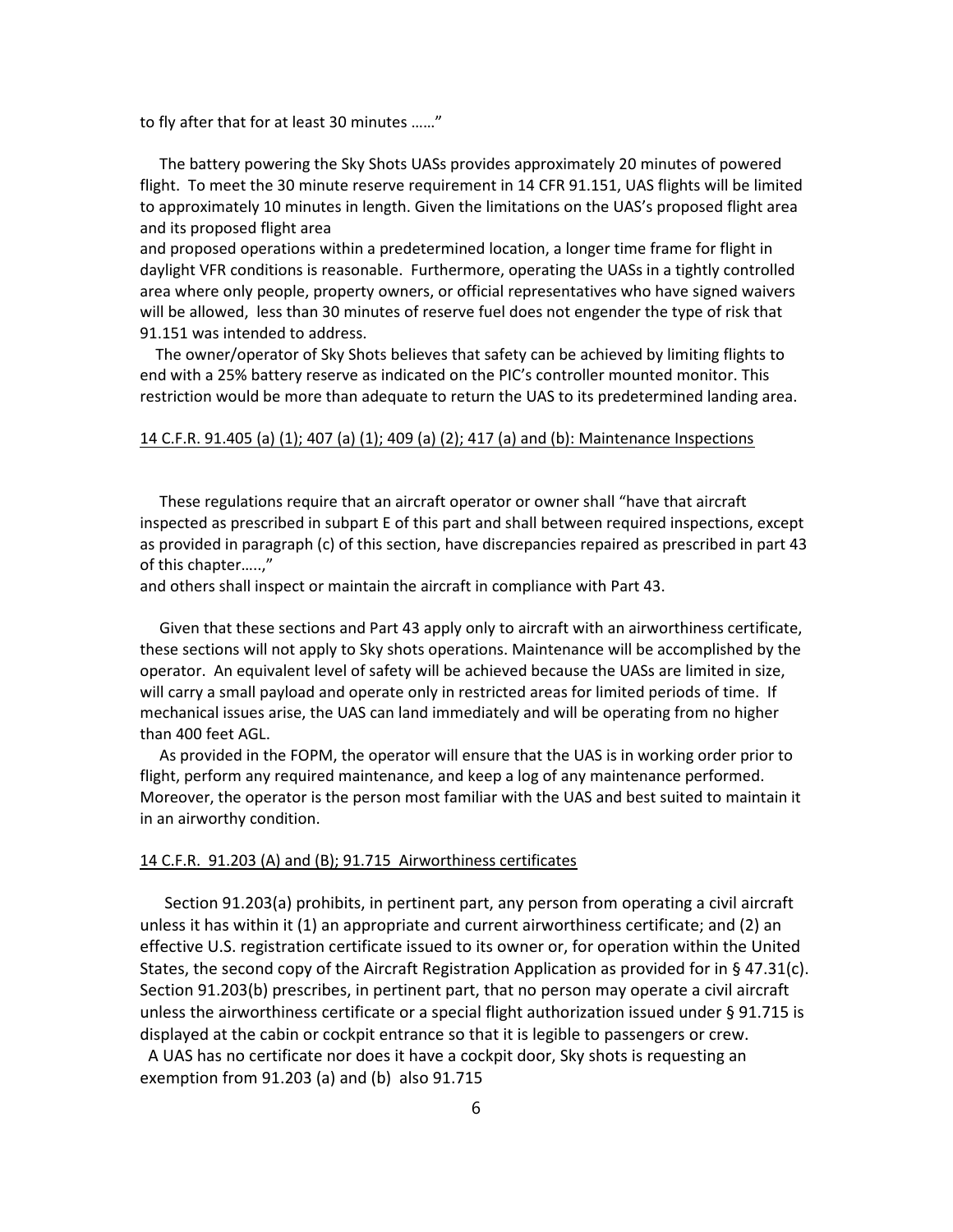to fly after that for at least 30 minutes ……"

The battery powering the Sky Shots UASs provides approximately 20 minutes of powered flight. To meet the 30 minute reserve requirement in 14 CFR 91.151, UAS flights will be limited to approximately 10 minutes in length. Given the limitations on the UAS's proposed flight area and its proposed flight area
and proposed operations within a predetermined location, a longer time frame for flight in daylight VFR conditions is reasonable. Furthermore, operating the UASs in a tightly controlled area where only people, property owners, or official representatives who have signed waivers will be allowed, less than 30 minutes of reserve fuel does not engender the type of risk that 91.151 was intended to address.

The owner/operator of Sky Shots believes that safety can be achieved by limiting flights to end with a 25% battery reserve as indicated on the PIC's controller mounted monitor. This restriction would be more than adequate to return the UAS to its predetermined landing area.

<u>14 C.F.R. 91.405 (a) (1); 407 (a) (1); 409 (a) (2); 417 (a) and (b): Maintenance Inspections</u>

These regulations require that an aircraft operator or owner shall "have that aircraft inspected as prescribed in subpart E of this part and shall between required inspections, except as provided in paragraph (c) of this section, have discrepancies repaired as prescribed in part 43 of this chapter…..,"
and others shall inspect or maintain the aircraft in compliance with Part 43.

Given that these sections and Part 43 apply only to aircraft with an airworthiness certificate, these sections will not apply to Sky shots operations. Maintenance will be accomplished by the operator. An equivalent level of safety will be achieved because the UASs are limited in size, will carry a small payload and operate only in restricted areas for limited periods of time. If mechanical issues arise, the UAS can land immediately and will be operating from no higher than 400 feet AGL.

As provided in the FOPM, the operator will ensure that the UAS is in working order prior to flight, perform any required maintenance, and keep a log of any maintenance performed. Moreover, the operator is the person most familiar with the UAS and best suited to maintain it in an airworthy condition.

<u>14 C.F.R. 91.203 (A) and (B); 91.715 Airworthiness certificates</u>

Section 91.203(a) prohibits, in pertinent part, any person from operating a civil aircraft unless it has within it (1) an appropriate and current airworthiness certificate; and (2) an effective U.S. registration certificate issued to its owner or, for operation within the United States, the second copy of the Aircraft Registration Application as provided for in § 47.31(c). Section 91.203(b) prescribes, in pertinent part, that no person may operate a civil aircraft unless the airworthiness certificate or a special flight authorization issued under § 91.715 is displayed at the cabin or cockpit entrance so that it is legible to passengers or crew.

A UAS has no certificate nor does it have a cockpit door, Sky shots is requesting an exemption from 91.203 (a) and (b) also 91.715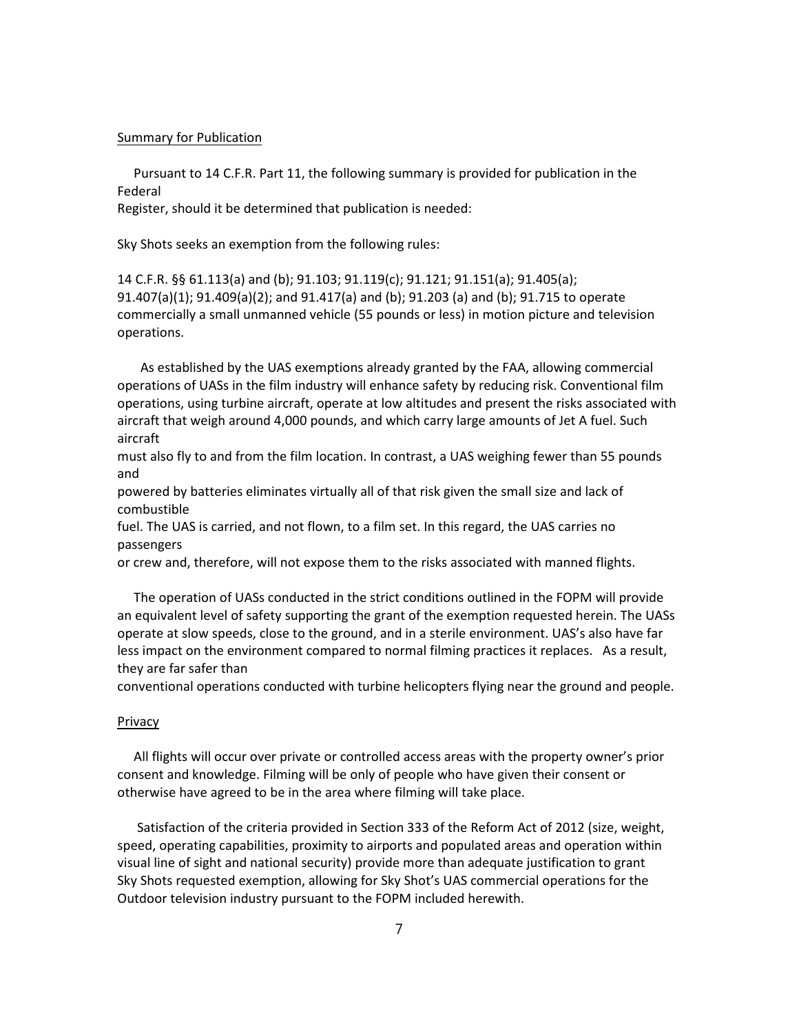Summary for Publication

Pursuant to 14 C.F.R. Part 11, the following summary is provided for publication in the Federal Register, should it be determined that publication is needed:

Sky Shots seeks an exemption from the following rules:

14 C.F.R. §§ 61.113(a) and (b); 91.103; 91.119(c); 91.121; 91.151(a); 91.405(a); 91.407(a)(1); 91.409(a)(2); and 91.417(a) and (b); 91.203 (a) and (b); 91.715 to operate commercially a small unmanned vehicle (55 pounds or less) in motion picture and television operations.

As established by the UAS exemptions already granted by the FAA, allowing commercial operations of UASs in the film industry will enhance safety by reducing risk. Conventional film operations, using turbine aircraft, operate at low altitudes and present the risks associated with aircraft that weigh around 4,000 pounds, and which carry large amounts of Jet A fuel. Such aircraft must also fly to and from the film location. In contrast, a UAS weighing fewer than 55 pounds and powered by batteries eliminates virtually all of that risk given the small size and lack of combustible fuel. The UAS is carried, and not flown, to a film set. In this regard, the UAS carries no passengers or crew and, therefore, will not expose them to the risks associated with manned flights.

The operation of UASs conducted in the strict conditions outlined in the FOPM will provide an equivalent level of safety supporting the grant of the exemption requested herein. The UASs operate at slow speeds, close to the ground, and in a sterile environment. UAS's also have far less impact on the environment compared to normal filming practices it replaces. As a result, they are far safer than conventional operations conducted with turbine helicopters flying near the ground and people.

Privacy

All flights will occur over private or controlled access areas with the property owner's prior consent and knowledge. Filming will be only of people who have given their consent or otherwise have agreed to be in the area where filming will take place.

Satisfaction of the criteria provided in Section 333 of the Reform Act of 2012 (size, weight, speed, operating capabilities, proximity to airports and populated areas and operation within visual line of sight and national security) provide more than adequate justification to grant Sky Shots requested exemption, allowing for Sky Shot's UAS commercial operations for the Outdoor television industry pursuant to the FOPM included herewith.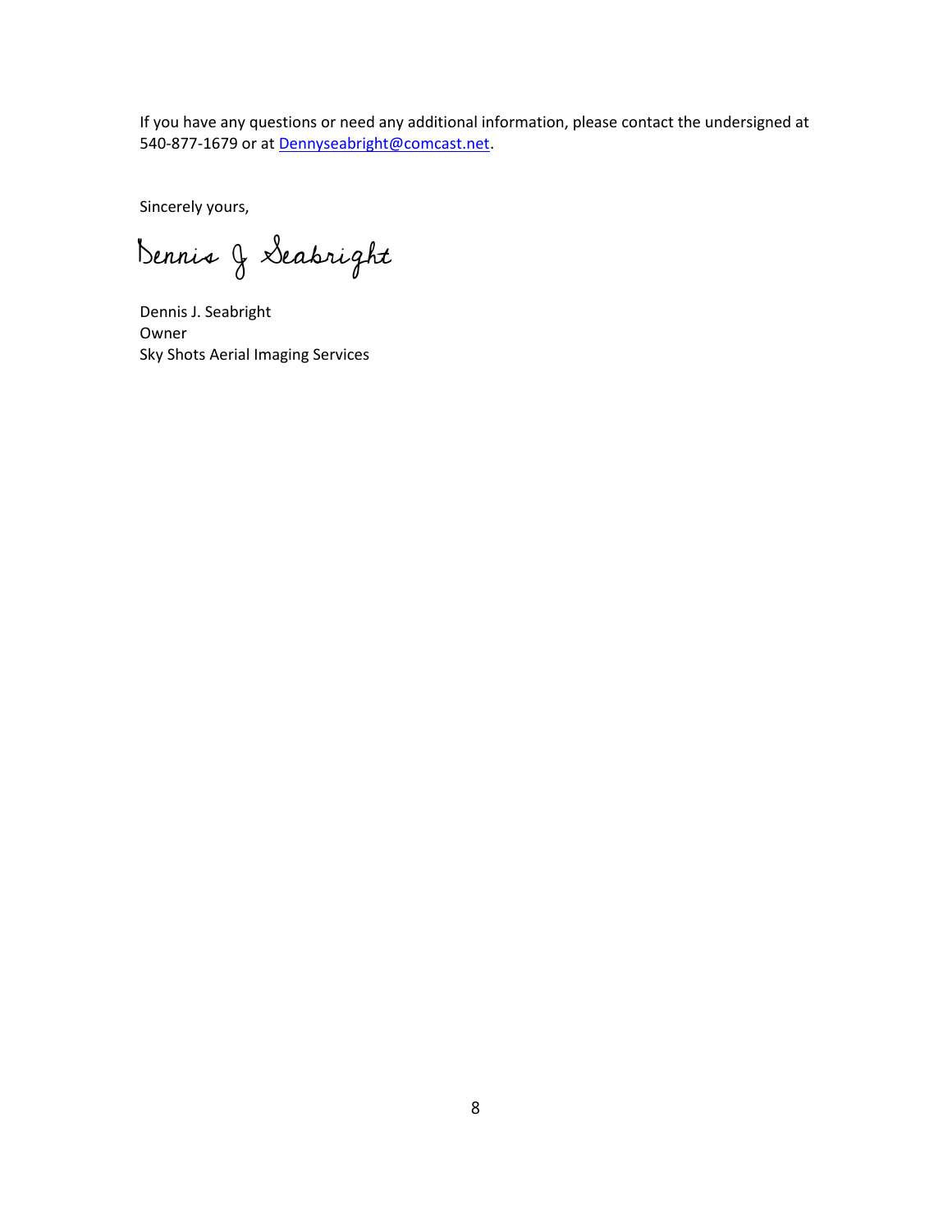If you have any questions or need any additional information, please contact the undersigned at 540-877-1679 or at Dennyseabright@comcast.net.

Sincerely yours,

Dennis J Seabright

Dennis J. Seabright
Owner
Sky Shots Aerial Imaging Services